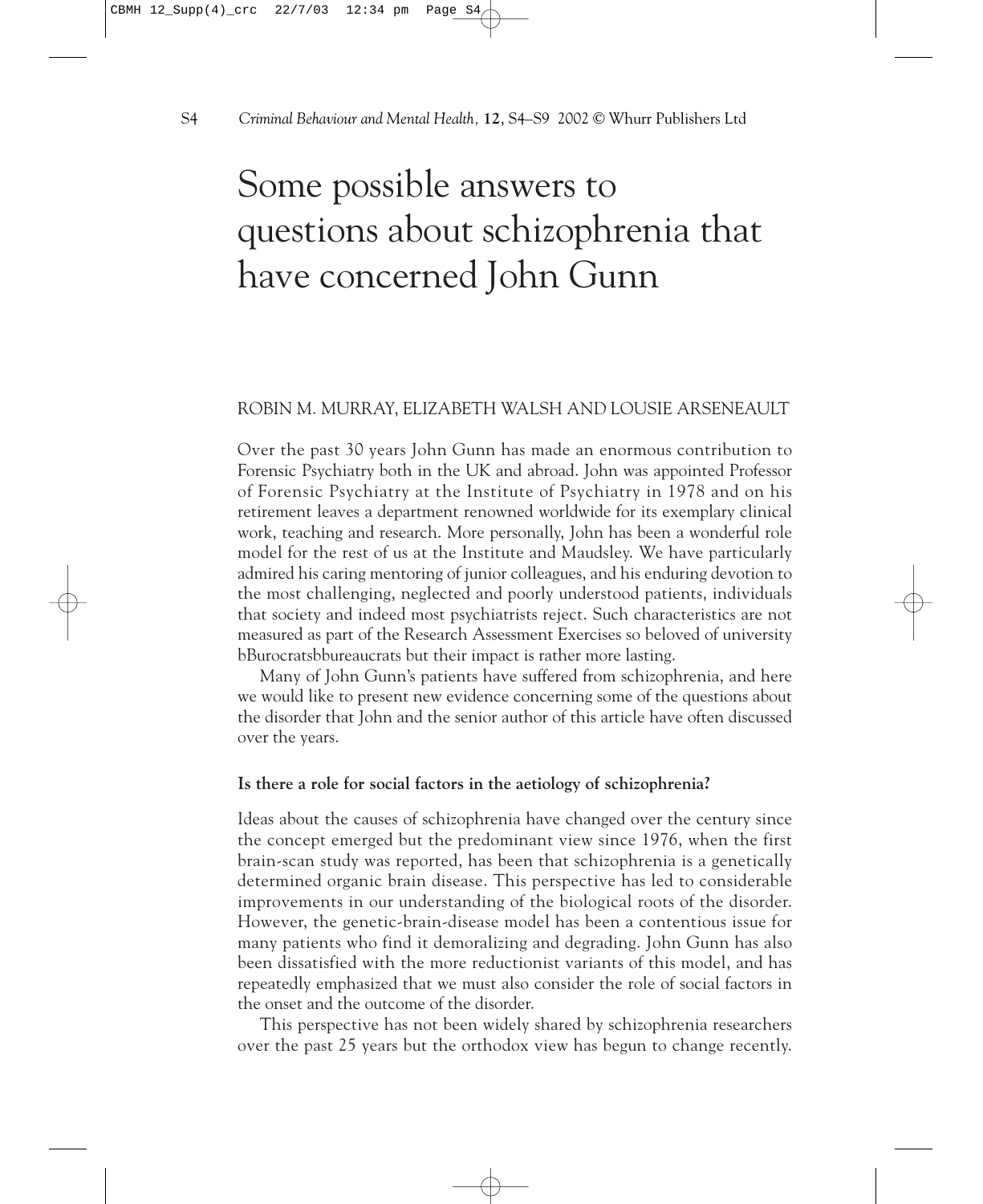# Some possible answers to questions about schizophrenia that have concerned John Gunn

ROBIN M. MURRAY, ELIZABETH WALSH AND LOUSIE ARSENEAULT

Over the past 30 years John Gunn has made an enormous contribution to Forensic Psychiatry both in the UK and abroad. John was appointed Professor of Forensic Psychiatry at the Institute of Psychiatry in 1978 and on his retirement leaves a department renowned worldwide for its exemplary clinical work, teaching and research. More personally, John has been a wonderful role model for the rest of us at the Institute and Maudsley. We have particularly admired his caring mentoring of junior colleagues, and his enduring devotion to the most challenging, neglected and poorly understood patients, individuals that society and indeed most psychiatrists reject. Such characteristics are not measured as part of the Research Assessment Exercises so beloved of university bBurocratsbbureaucrats but their impact is rather more lasting.

Many of John Gunn's patients have suffered from schizophrenia, and here we would like to present new evidence concerning some of the questions about the disorder that John and the senior author of this article have often discussed over the years.

**Is there a role for social factors in the aetiology of schizophrenia?**

Ideas about the causes of schizophrenia have changed over the century since the concept emerged but the predominant view since 1976, when the first brain-scan study was reported, has been that schizophrenia is a genetically determined organic brain disease. This perspective has led to considerable improvements in our understanding of the biological roots of the disorder. However, the genetic-brain-disease model has been a contentious issue for many patients who find it demoralizing and degrading. John Gunn has also been dissatisfied with the more reductionist variants of this model, and has repeatedly emphasized that we must also consider the role of social factors in the onset and the outcome of the disorder.

This perspective has not been widely shared by schizophrenia researchers over the past 25 years but the orthodox view has begun to change recently.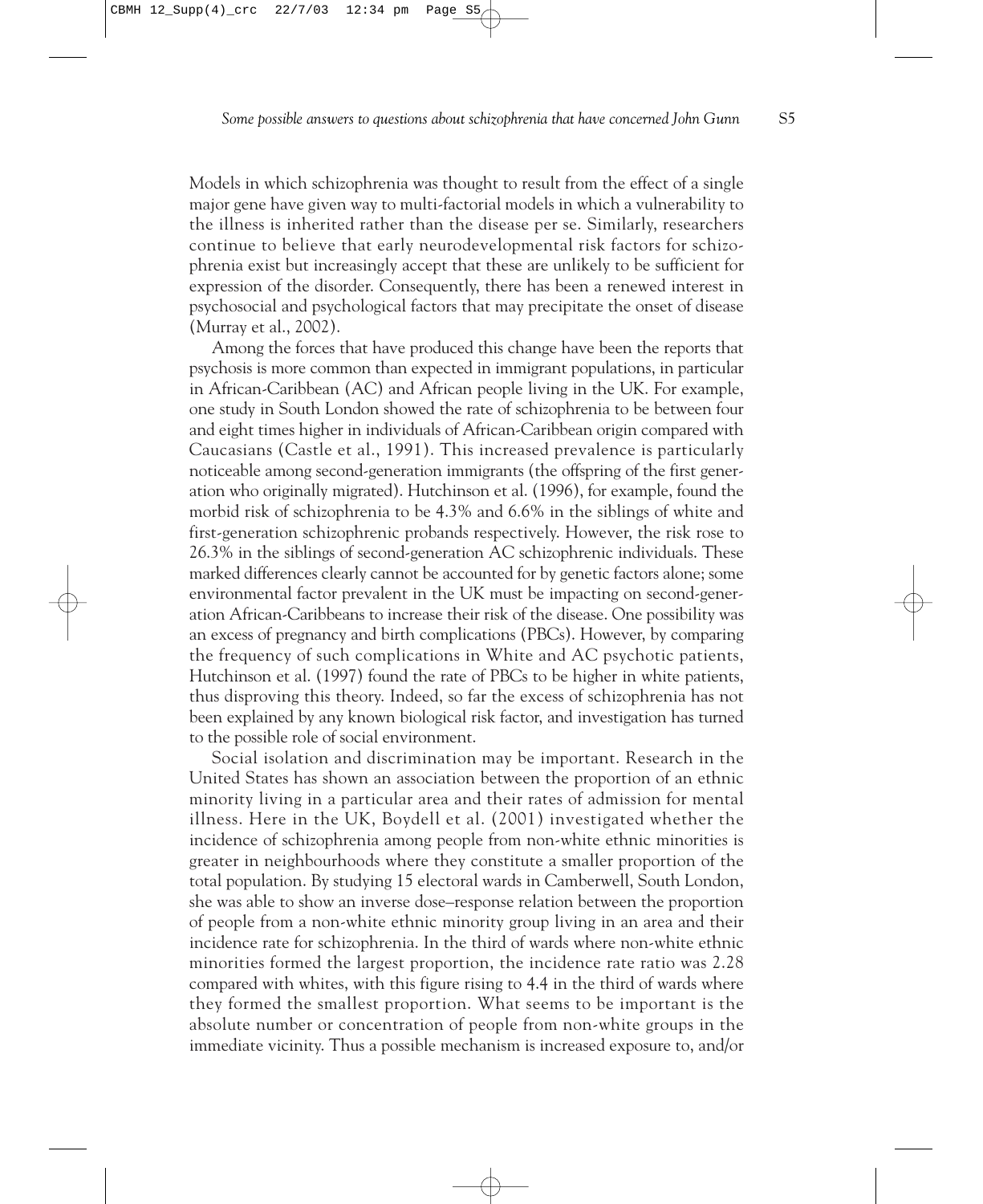Models in which schizophrenia was thought to result from the effect of a single major gene have given way to multi-factorial models in which a vulnerability to the illness is inherited rather than the disease per se. Similarly, researchers continue to believe that early neurodevelopmental risk factors for schizophrenia exist but increasingly accept that these are unlikely to be sufficient for expression of the disorder. Consequently, there has been a renewed interest in psychosocial and psychological factors that may precipitate the onset of disease (Murray et al., 2002).

Among the forces that have produced this change have been the reports that psychosis is more common than expected in immigrant populations, in particular in African-Caribbean (AC) and African people living in the UK. For example, one study in South London showed the rate of schizophrenia to be between four and eight times higher in individuals of African-Caribbean origin compared with Caucasians (Castle et al., 1991). This increased prevalence is particularly noticeable among second-generation immigrants (the offspring of the first generation who originally migrated). Hutchinson et al. (1996), for example, found the morbid risk of schizophrenia to be 4.3% and 6.6% in the siblings of white and first-generation schizophrenic probands respectively. However, the risk rose to 26.3% in the siblings of second-generation AC schizophrenic individuals. These marked differences clearly cannot be accounted for by genetic factors alone; some environmental factor prevalent in the UK must be impacting on second-generation African-Caribbeans to increase their risk of the disease. One possibility was an excess of pregnancy and birth complications (PBCs). However, by comparing the frequency of such complications in White and AC psychotic patients, Hutchinson et al. (1997) found the rate of PBCs to be higher in white patients, thus disproving this theory. Indeed, so far the excess of schizophrenia has not been explained by any known biological risk factor, and investigation has turned to the possible role of social environment.

Social isolation and discrimination may be important. Research in the United States has shown an association between the proportion of an ethnic minority living in a particular area and their rates of admission for mental illness. Here in the UK, Boydell et al. (2001) investigated whether the incidence of schizophrenia among people from non-white ethnic minorities is greater in neighbourhoods where they constitute a smaller proportion of the total population. By studying 15 electoral wards in Camberwell, South London, she was able to show an inverse dose–response relation between the proportion of people from a non-white ethnic minority group living in an area and their incidence rate for schizophrenia. In the third of wards where non-white ethnic minorities formed the largest proportion, the incidence rate ratio was 2.28 compared with whites, with this figure rising to 4.4 in the third of wards where they formed the smallest proportion. What seems to be important is the absolute number or concentration of people from non-white groups in the immediate vicinity. Thus a possible mechanism is increased exposure to, and/or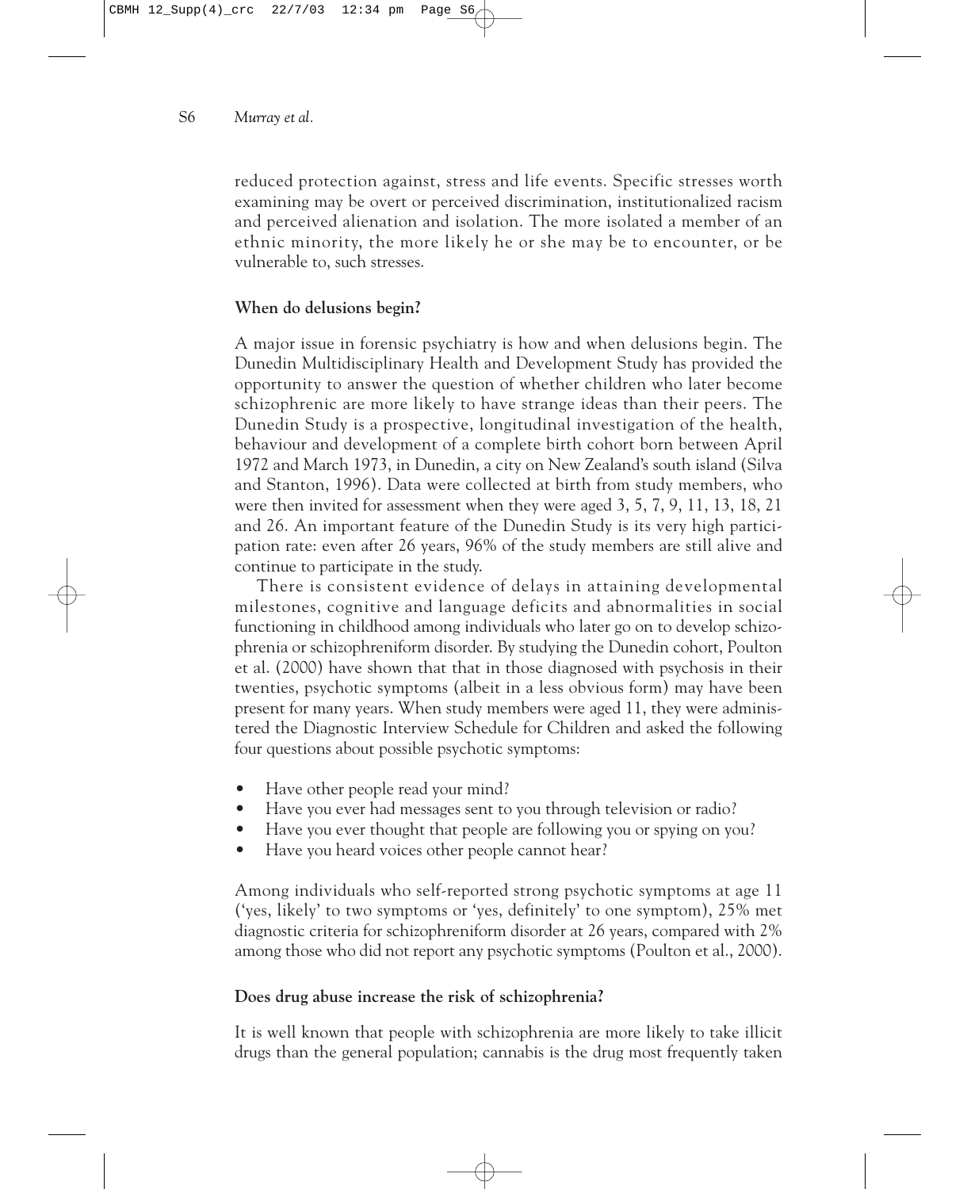reduced protection against, stress and life events. Specific stresses worth examining may be overt or perceived discrimination, institutionalized racism and perceived alienation and isolation. The more isolated a member of an ethnic minority, the more likely he or she may be to encounter, or be vulnerable to, such stresses.

**When do delusions begin?**

A major issue in forensic psychiatry is how and when delusions begin. The Dunedin Multidisciplinary Health and Development Study has provided the opportunity to answer the question of whether children who later become schizophrenic are more likely to have strange ideas than their peers. The Dunedin Study is a prospective, longitudinal investigation of the health, behaviour and development of a complete birth cohort born between April 1972 and March 1973, in Dunedin, a city on New Zealand's south island (Silva and Stanton, 1996). Data were collected at birth from study members, who were then invited for assessment when they were aged 3, 5, 7, 9, 11, 13, 18, 21 and 26. An important feature of the Dunedin Study is its very high participation rate: even after 26 years, 96% of the study members are still alive and continue to participate in the study.

There is consistent evidence of delays in attaining developmental milestones, cognitive and language deficits and abnormalities in social functioning in childhood among individuals who later go on to develop schizophrenia or schizophreniform disorder. By studying the Dunedin cohort, Poulton et al. (2000) have shown that that in those diagnosed with psychosis in their twenties, psychotic symptoms (albeit in a less obvious form) may have been present for many years. When study members were aged 11, they were administered the Diagnostic Interview Schedule for Children and asked the following four questions about possible psychotic symptoms:

- Have other people read your mind?
- Have you ever had messages sent to you through television or radio?
- Have you ever thought that people are following you or spying on you?
- Have you heard voices other people cannot hear?

Among individuals who self-reported strong psychotic symptoms at age 11 ('yes, likely' to two symptoms or 'yes, definitely' to one symptom), 25% met diagnostic criteria for schizophreniform disorder at 26 years, compared with 2% among those who did not report any psychotic symptoms (Poulton et al., 2000).

**Does drug abuse increase the risk of schizophrenia?**

It is well known that people with schizophrenia are more likely to take illicit drugs than the general population; cannabis is the drug most frequently taken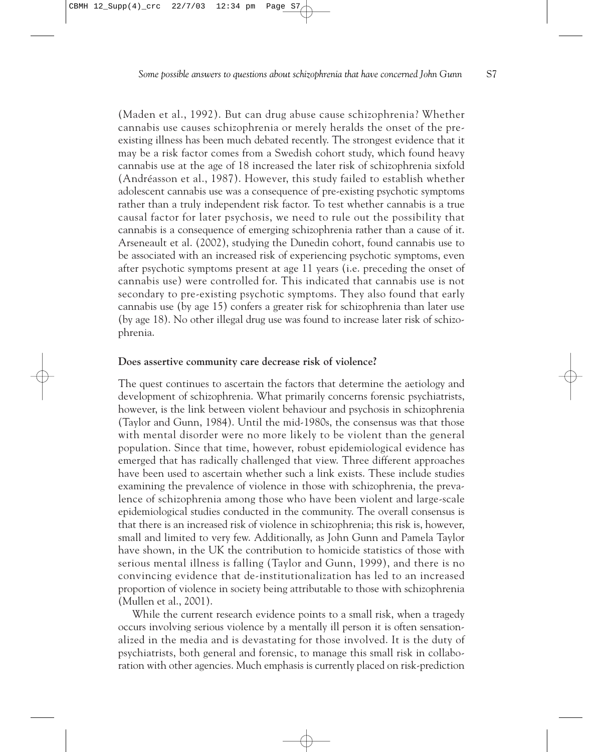(Maden et al., 1992). But can drug abuse cause schizophrenia? Whether cannabis use causes schizophrenia or merely heralds the onset of the pre-existing illness has been much debated recently. The strongest evidence that it may be a risk factor comes from a Swedish cohort study, which found heavy cannabis use at the age of 18 increased the later risk of schizophrenia sixfold (Andréasson et al., 1987). However, this study failed to establish whether adolescent cannabis use was a consequence of pre-existing psychotic symptoms rather than a truly independent risk factor. To test whether cannabis is a true causal factor for later psychosis, we need to rule out the possibility that cannabis is a consequence of emerging schizophrenia rather than a cause of it. Arseneault et al. (2002), studying the Dunedin cohort, found cannabis use to be associated with an increased risk of experiencing psychotic symptoms, even after psychotic symptoms present at age 11 years (i.e. preceding the onset of cannabis use) were controlled for. This indicated that cannabis use is not secondary to pre-existing psychotic symptoms. They also found that early cannabis use (by age 15) confers a greater risk for schizophrenia than later use (by age 18). No other illegal drug use was found to increase later risk of schizophrenia.

**Does assertive community care decrease risk of violence?**

The quest continues to ascertain the factors that determine the aetiology and development of schizophrenia. What primarily concerns forensic psychiatrists, however, is the link between violent behaviour and psychosis in schizophrenia (Taylor and Gunn, 1984). Until the mid-1980s, the consensus was that those with mental disorder were no more likely to be violent than the general population. Since that time, however, robust epidemiological evidence has emerged that has radically challenged that view. Three different approaches have been used to ascertain whether such a link exists. These include studies examining the prevalence of violence in those with schizophrenia, the prevalence of schizophrenia among those who have been violent and large-scale epidemiological studies conducted in the community. The overall consensus is that there is an increased risk of violence in schizophrenia; this risk is, however, small and limited to very few. Additionally, as John Gunn and Pamela Taylor have shown, in the UK the contribution to homicide statistics of those with serious mental illness is falling (Taylor and Gunn, 1999), and there is no convincing evidence that de-institutionalization has led to an increased proportion of violence in society being attributable to those with schizophrenia (Mullen et al., 2001).

While the current research evidence points to a small risk, when a tragedy occurs involving serious violence by a mentally ill person it is often sensationalized in the media and is devastating for those involved. It is the duty of psychiatrists, both general and forensic, to manage this small risk in collaboration with other agencies. Much emphasis is currently placed on risk-prediction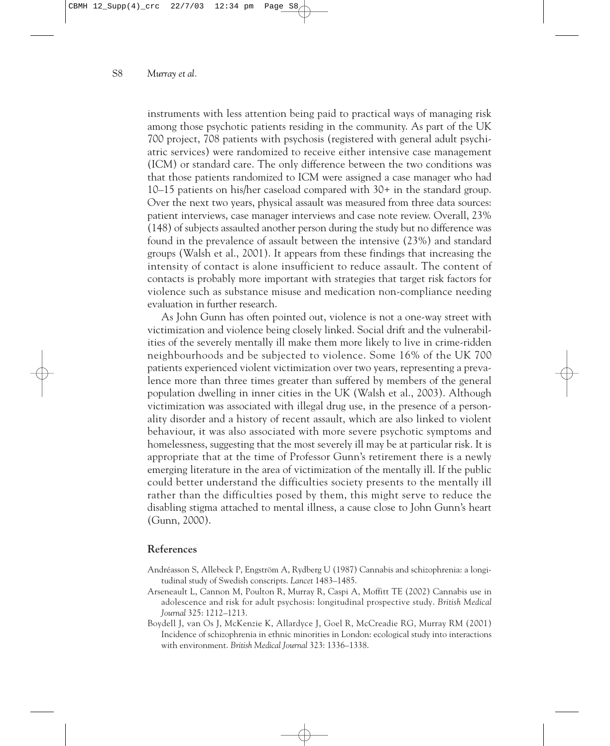instruments with less attention being paid to practical ways of managing risk among those psychotic patients residing in the community. As part of the UK 700 project, 708 patients with psychosis (registered with general adult psychiatric services) were randomized to receive either intensive case management (ICM) or standard care. The only difference between the two conditions was that those patients randomized to ICM were assigned a case manager who had 10–15 patients on his/her caseload compared with 30+ in the standard group. Over the next two years, physical assault was measured from three data sources: patient interviews, case manager interviews and case note review. Overall, 23% (148) of subjects assaulted another person during the study but no difference was found in the prevalence of assault between the intensive (23%) and standard groups (Walsh et al., 2001). It appears from these findings that increasing the intensity of contact is alone insufficient to reduce assault. The content of contacts is probably more important with strategies that target risk factors for violence such as substance misuse and medication non-compliance needing evaluation in further research.

As John Gunn has often pointed out, violence is not a one-way street with victimization and violence being closely linked. Social drift and the vulnerabilities of the severely mentally ill make them more likely to live in crime-ridden neighbourhoods and be subjected to violence. Some 16% of the UK 700 patients experienced violent victimization over two years, representing a prevalence more than three times greater than suffered by members of the general population dwelling in inner cities in the UK (Walsh et al., 2003). Although victimization was associated with illegal drug use, in the presence of a personality disorder and a history of recent assault, which are also linked to violent behaviour, it was also associated with more severe psychotic symptoms and homelessness, suggesting that the most severely ill may be at particular risk. It is appropriate that at the time of Professor Gunn's retirement there is a newly emerging literature in the area of victimization of the mentally ill. If the public could better understand the difficulties society presents to the mentally ill rather than the difficulties posed by them, this might serve to reduce the disabling stigma attached to mental illness, a cause close to John Gunn's heart (Gunn, 2000).

## References

Andréasson S, Allebeck P, Engström A, Rydberg U (1987) Cannabis and schizophrenia: a longitudinal study of Swedish conscripts. *Lancet* 1483–1485.

Arseneault L, Cannon M, Poulton R, Murray R, Caspi A, Moffitt TE (2002) Cannabis use in adolescence and risk for adult psychosis: longitudinal prospective study. *British Medical Journal* 325: 1212–1213.

Boydell J, van Os J, McKenzie K, Allardyce J, Goel R, McCreadie RG, Murray RM (2001) Incidence of schizophrenia in ethnic minorities in London: ecological study into interactions with environment. *British Medical Journal* 323: 1336–1338.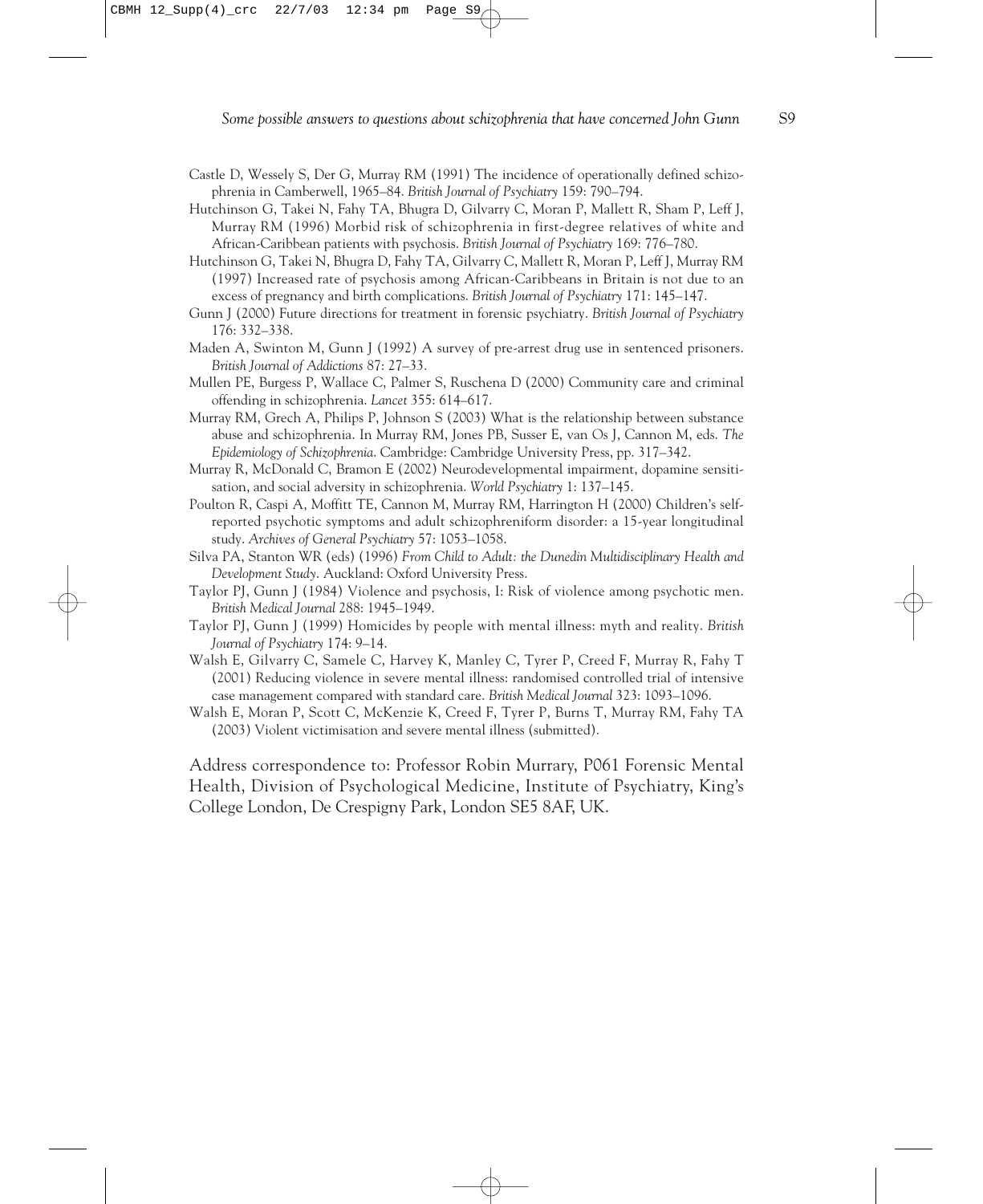Castle D, Wessely S, Der G, Murray RM (1991) The incidence of operationally defined schizophrenia in Camberwell, 1965–84. *British Journal of Psychiatry* 159: 790–794.

Hutchinson G, Takei N, Fahy TA, Bhugra D, Gilvarry C, Moran P, Mallett R, Sham P, Leff J, Murray RM (1996) Morbid risk of schizophrenia in first-degree relatives of white and African-Caribbean patients with psychosis. *British Journal of Psychiatry* 169: 776–780.

Hutchinson G, Takei N, Bhugra D, Fahy TA, Gilvarry C, Mallett R, Moran P, Leff J, Murray RM (1997) Increased rate of psychosis among African-Caribbeans in Britain is not due to an excess of pregnancy and birth complications. *British Journal of Psychiatry* 171: 145–147.

Gunn J (2000) Future directions for treatment in forensic psychiatry. *British Journal of Psychiatry* 176: 332–338.

Maden A, Swinton M, Gunn J (1992) A survey of pre-arrest drug use in sentenced prisoners. *British Journal of Addictions* 87: 27–33.

Mullen PE, Burgess P, Wallace C, Palmer S, Ruschena D (2000) Community care and criminal offending in schizophrenia. *Lancet* 355: 614–617.

Murray RM, Grech A, Philips P, Johnson S (2003) What is the relationship between substance abuse and schizophrenia. In Murray RM, Jones PB, Susser E, van Os J, Cannon M, eds. *The Epidemiology of Schizophrenia*. Cambridge: Cambridge University Press, pp. 317–342.

Murray R, McDonald C, Bramon E (2002) Neurodevelopmental impairment, dopamine sensitisation, and social adversity in schizophrenia. *World Psychiatry* 1: 137–145.

Poulton R, Caspi A, Moffitt TE, Cannon M, Murray RM, Harrington H (2000) Children's self-reported psychotic symptoms and adult schizophreniform disorder: a 15-year longitudinal study. *Archives of General Psychiatry* 57: 1053–1058.

Silva PA, Stanton WR (eds) (1996) *From Child to Adult: the Dunedin Multidisciplinary Health and Development Study*. Auckland: Oxford University Press.

Taylor PJ, Gunn J (1984) Violence and psychosis, I: Risk of violence among psychotic men. *British Medical Journal* 288: 1945–1949.

Taylor PJ, Gunn J (1999) Homicides by people with mental illness: myth and reality. *British Journal of Psychiatry* 174: 9–14.

Walsh E, Gilvarry C, Samele C, Harvey K, Manley C, Tyrer P, Creed F, Murray R, Fahy T (2001) Reducing violence in severe mental illness: randomised controlled trial of intensive case management compared with standard care. *British Medical Journal* 323: 1093–1096.

Walsh E, Moran P, Scott C, McKenzie K, Creed F, Tyrer P, Burns T, Murray RM, Fahy TA (2003) Violent victimisation and severe mental illness (submitted).

Address correspondence to: Professor Robin Murrary, P061 Forensic Mental Health, Division of Psychological Medicine, Institute of Psychiatry, King's College London, De Crespigny Park, London SE5 8AF, UK.